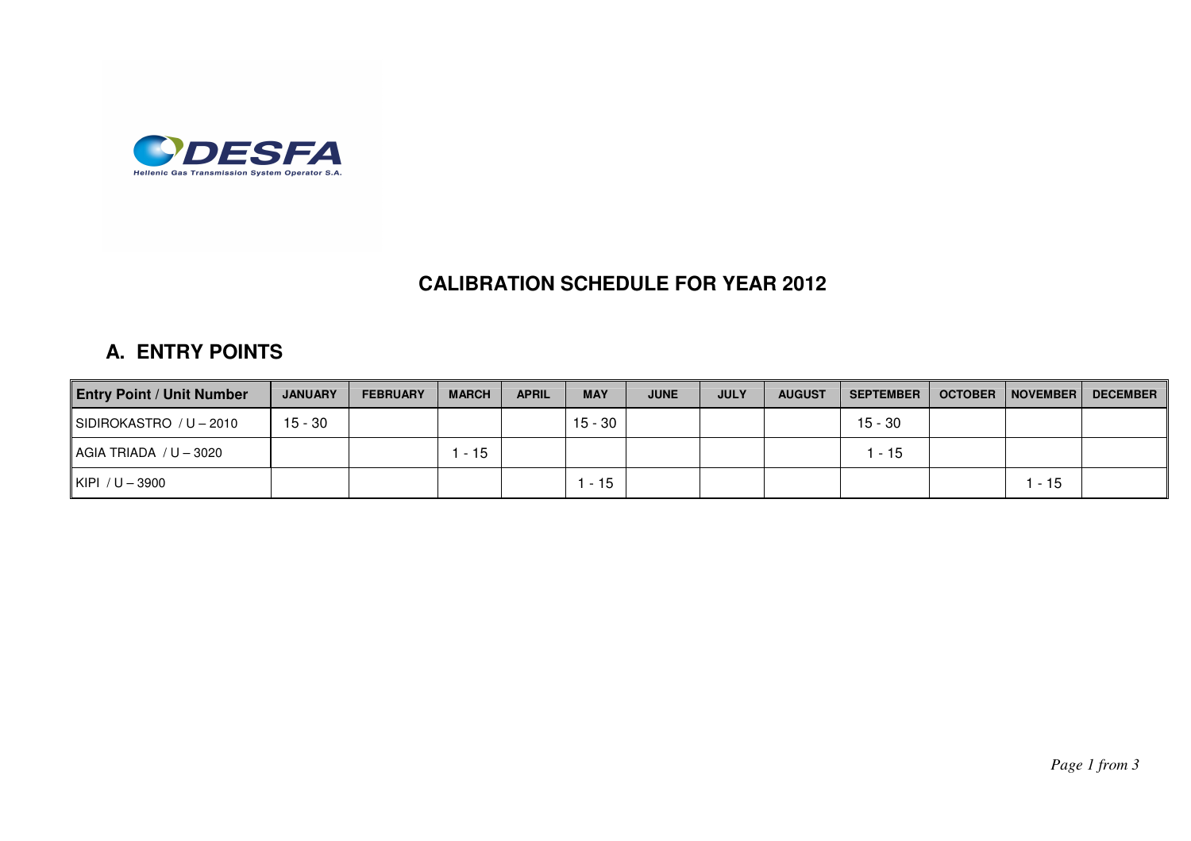DESFA
Hellenic Gas Transmission System Operator S.A.

# CALIBRATION SCHEDULE FOR YEAR 2012

## A. ENTRY POINTS

| Entry Point / Unit Number | JANUARY | FEBRUARY | MARCH | APRIL | MAY | JUNE | JULY | AUGUST | SEPTEMBER | OCTOBER | NOVEMBER | DECEMBER |
|---|---|---|---|---|---|---|---|---|---|---|---|---|
| SIDIROKASTRO / U – 2010 | 15 - 30 | | | | 15 - 30 | | | | 15 - 30 | | | |
| AGIA TRIADA / U – 3020 | | | 1 - 15 | | | | | | 1 - 15 | | | |
| KIPI / U – 3900 | | | | | 1 - 15 | | | | | | 1 - 15 | |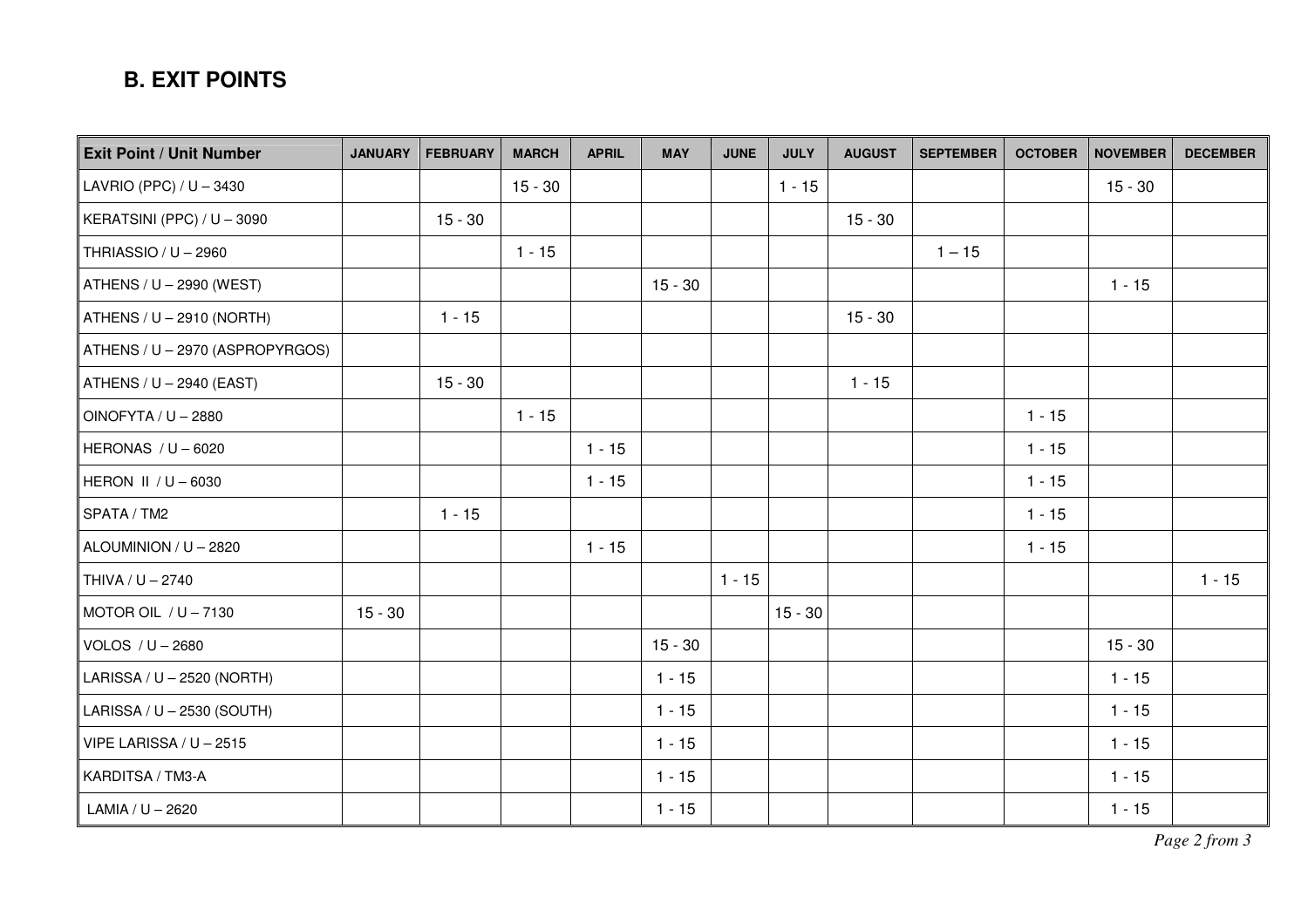## B. EXIT POINTS

| Exit Point / Unit Number | JANUARY | FEBRUARY | MARCH | APRIL | MAY | JUNE | JULY | AUGUST | SEPTEMBER | OCTOBER | NOVEMBER | DECEMBER |
|---|---|---|---|---|---|---|---|---|---|---|---|---|
| LAVRIO (PPC) / U – 3430 | | | 15 - 30 | | | | 1 - 15 | | | | 15 - 30 | |
| KERATSINI (PPC) / U – 3090 | | 15 - 30 | | | | | | 15 - 30 | | | | |
| THRIASSIO / U – 2960 | | | 1 - 15 | | | | | | 1 – 15 | | | |
| ATHENS / U – 2990 (WEST) | | | | | 15 - 30 | | | | | | 1 - 15 | |
| ATHENS / U – 2910 (NORTH) | | 1 - 15 | | | | | | 15 - 30 | | | | |
| ATHENS / U – 2970 (ASPROPYRGOS) | | | | | | | | | | | | |
| ATHENS / U – 2940 (EAST) | | 15 - 30 | | | | | | 1 - 15 | | | | |
| OINOFYTA / U – 2880 | | | 1 - 15 | | | | | | | 1 - 15 | | |
| HERONAS / U – 6020 | | | | 1 - 15 | | | | | | 1 - 15 | | |
| HERON II / U – 6030 | | | | 1 - 15 | | | | | | 1 - 15 | | |
| SPATA / TM2 | | 1 - 15 | | | | | | | | 1 - 15 | | |
| ALOUMINION / U – 2820 | | | | 1 - 15 | | | | | | 1 - 15 | | |
| THIVA / U – 2740 | | | | | | 1 - 15 | | | | | | 1 - 15 |
| MOTOR OIL / U – 7130 | 15 - 30 | | | | | | 15 - 30 | | | | | |
| VOLOS / U – 2680 | | | | | 15 - 30 | | | | | | 15 - 30 | |
| LARISSA / U – 2520 (NORTH) | | | | | 1 - 15 | | | | | | 1 - 15 | |
| LARISSA / U – 2530 (SOUTH) | | | | | 1 - 15 | | | | | | 1 - 15 | |
| VIPE LARISSA / U – 2515 | | | | | 1 - 15 | | | | | | 1 - 15 | |
| KARDITSA / TM3-A | | | | | 1 - 15 | | | | | | 1 - 15 | |
| LAMIA / U – 2620 | | | | | 1 - 15 | | | | | | 1 - 15 | |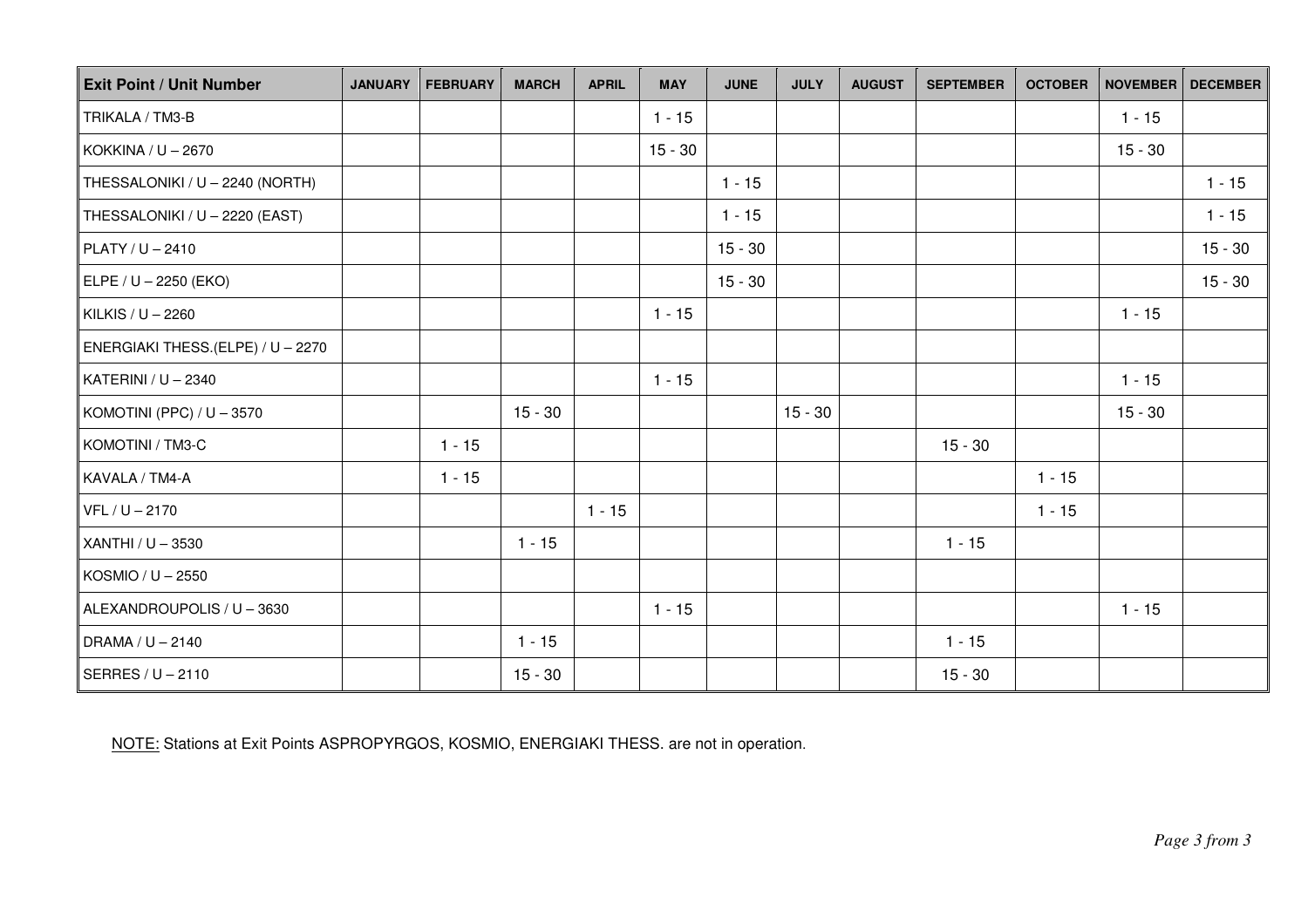| Exit Point / Unit Number | JANUARY | FEBRUARY | MARCH | APRIL | MAY | JUNE | JULY | AUGUST | SEPTEMBER | OCTOBER | NOVEMBER | DECEMBER |
|---|---|---|---|---|---|---|---|---|---|---|---|---|
| TRIKALA / TM3-B | | | | | 1 - 15 | | | | | | 1 - 15 | |
| KOKKINA / U – 2670 | | | | | 15 - 30 | | | | | | 15 - 30 | |
| THESSALONIKI / U – 2240 (NORTH) | | | | | | 1 - 15 | | | | | | 1 - 15 |
| THESSALONIKI / U – 2220 (EAST) | | | | | | 1 - 15 | | | | | | 1 - 15 |
| PLATY / U – 2410 | | | | | | 15 - 30 | | | | | | 15 - 30 |
| ELPE / U – 2250 (EKO) | | | | | | 15 - 30 | | | | | | 15 - 30 |
| KILKIS / U – 2260 | | | | | 1 - 15 | | | | | | 1 - 15 | |
| ENERGIAKI THESS.(ELPE) / U – 2270 | | | | | | | | | | | | |
| KATERINI / U – 2340 | | | | | 1 - 15 | | | | | | 1 - 15 | |
| KOMOTINI (PPC) / U – 3570 | | | 15 - 30 | | | | 15 - 30 | | | | 15 - 30 | |
| KOMOTINI / TM3-C | | 1 - 15 | | | | | | | 15 - 30 | | | |
| KAVALA / TM4-A | | 1 - 15 | | | | | | | | 1 - 15 | | |
| VFL / U – 2170 | | | | 1 - 15 | | | | | | 1 - 15 | | |
| XANTHI / U – 3530 | | | 1 - 15 | | | | | | 1 - 15 | | | |
| KOSMIO / U – 2550 | | | | | | | | | | | | |
| ALEXANDROUPOLIS / U – 3630 | | | | | 1 - 15 | | | | | | 1 - 15 | |
| DRAMA / U – 2140 | | | 1 - 15 | | | | | | 1 - 15 | | | |
| SERRES / U – 2110 | | | 15 - 30 | | | | | | 15 - 30 | | | |

NOTE: Stations at Exit Points ASPROPYRGOS, KOSMIO, ENERGIAKI THESS. are not in operation.